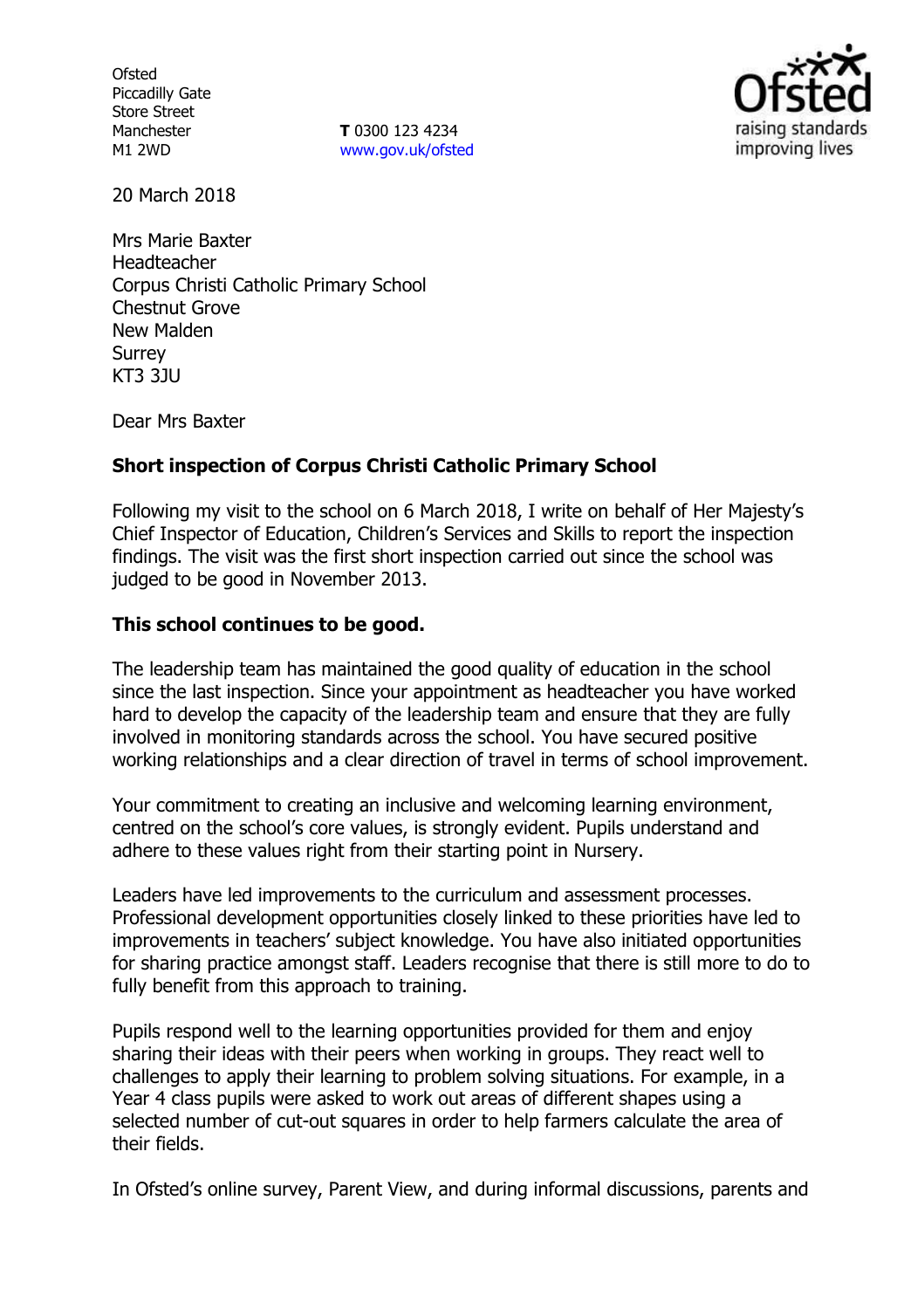Ofsted
Piccadilly Gate
Store Street
Manchester
M1 2WD

**T** 0300 123 4234
www.gov.uk/ofsted

20 March 2018

Mrs Marie Baxter
Headteacher
Corpus Christi Catholic Primary School
Chestnut Grove
New Malden
Surrey
KT3 3JU

Dear Mrs Baxter

**Short inspection of Corpus Christi Catholic Primary School**

Following my visit to the school on 6 March 2018, I write on behalf of Her Majesty's Chief Inspector of Education, Children's Services and Skills to report the inspection findings. The visit was the first short inspection carried out since the school was judged to be good in November 2013.

**This school continues to be good.**

The leadership team has maintained the good quality of education in the school since the last inspection. Since your appointment as headteacher you have worked hard to develop the capacity of the leadership team and ensure that they are fully involved in monitoring standards across the school. You have secured positive working relationships and a clear direction of travel in terms of school improvement.

Your commitment to creating an inclusive and welcoming learning environment, centred on the school's core values, is strongly evident. Pupils understand and adhere to these values right from their starting point in Nursery.

Leaders have led improvements to the curriculum and assessment processes. Professional development opportunities closely linked to these priorities have led to improvements in teachers' subject knowledge. You have also initiated opportunities for sharing practice amongst staff. Leaders recognise that there is still more to do to fully benefit from this approach to training.

Pupils respond well to the learning opportunities provided for them and enjoy sharing their ideas with their peers when working in groups. They react well to challenges to apply their learning to problem solving situations. For example, in a Year 4 class pupils were asked to work out areas of different shapes using a selected number of cut-out squares in order to help farmers calculate the area of their fields.

In Ofsted's online survey, Parent View, and during informal discussions, parents and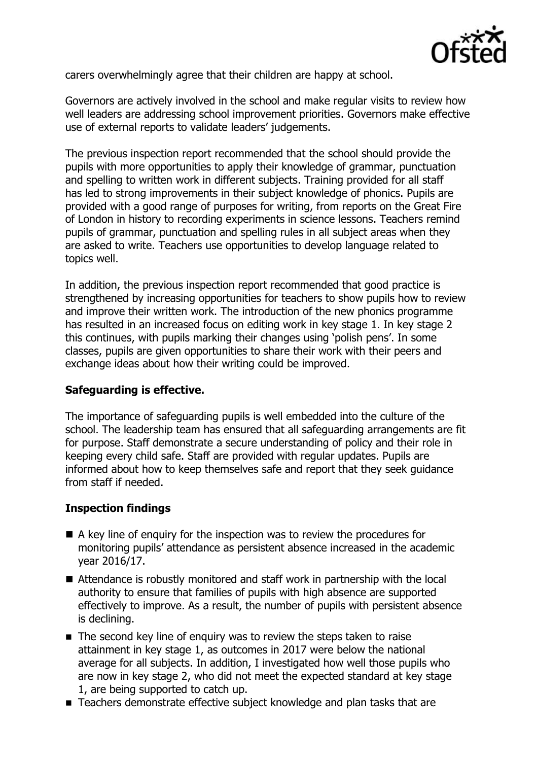carers overwhelmingly agree that their children are happy at school.

Governors are actively involved in the school and make regular visits to review how well leaders are addressing school improvement priorities. Governors make effective use of external reports to validate leaders' judgements.

The previous inspection report recommended that the school should provide the pupils with more opportunities to apply their knowledge of grammar, punctuation and spelling to written work in different subjects. Training provided for all staff has led to strong improvements in their subject knowledge of phonics. Pupils are provided with a good range of purposes for writing, from reports on the Great Fire of London in history to recording experiments in science lessons. Teachers remind pupils of grammar, punctuation and spelling rules in all subject areas when they are asked to write. Teachers use opportunities to develop language related to topics well.

In addition, the previous inspection report recommended that good practice is strengthened by increasing opportunities for teachers to show pupils how to review and improve their written work. The introduction of the new phonics programme has resulted in an increased focus on editing work in key stage 1. In key stage 2 this continues, with pupils marking their changes using 'polish pens'. In some classes, pupils are given opportunities to share their work with their peers and exchange ideas about how their writing could be improved.

## Safeguarding is effective.

The importance of safeguarding pupils is well embedded into the culture of the school. The leadership team has ensured that all safeguarding arrangements are fit for purpose. Staff demonstrate a secure understanding of policy and their role in keeping every child safe. Staff are provided with regular updates. Pupils are informed about how to keep themselves safe and report that they seek guidance from staff if needed.

## Inspection findings

- A key line of enquiry for the inspection was to review the procedures for monitoring pupils' attendance as persistent absence increased in the academic year 2016/17.
- Attendance is robustly monitored and staff work in partnership with the local authority to ensure that families of pupils with high absence are supported effectively to improve. As a result, the number of pupils with persistent absence is declining.
- The second key line of enquiry was to review the steps taken to raise attainment in key stage 1, as outcomes in 2017 were below the national average for all subjects. In addition, I investigated how well those pupils who are now in key stage 2, who did not meet the expected standard at key stage 1, are being supported to catch up.
- Teachers demonstrate effective subject knowledge and plan tasks that are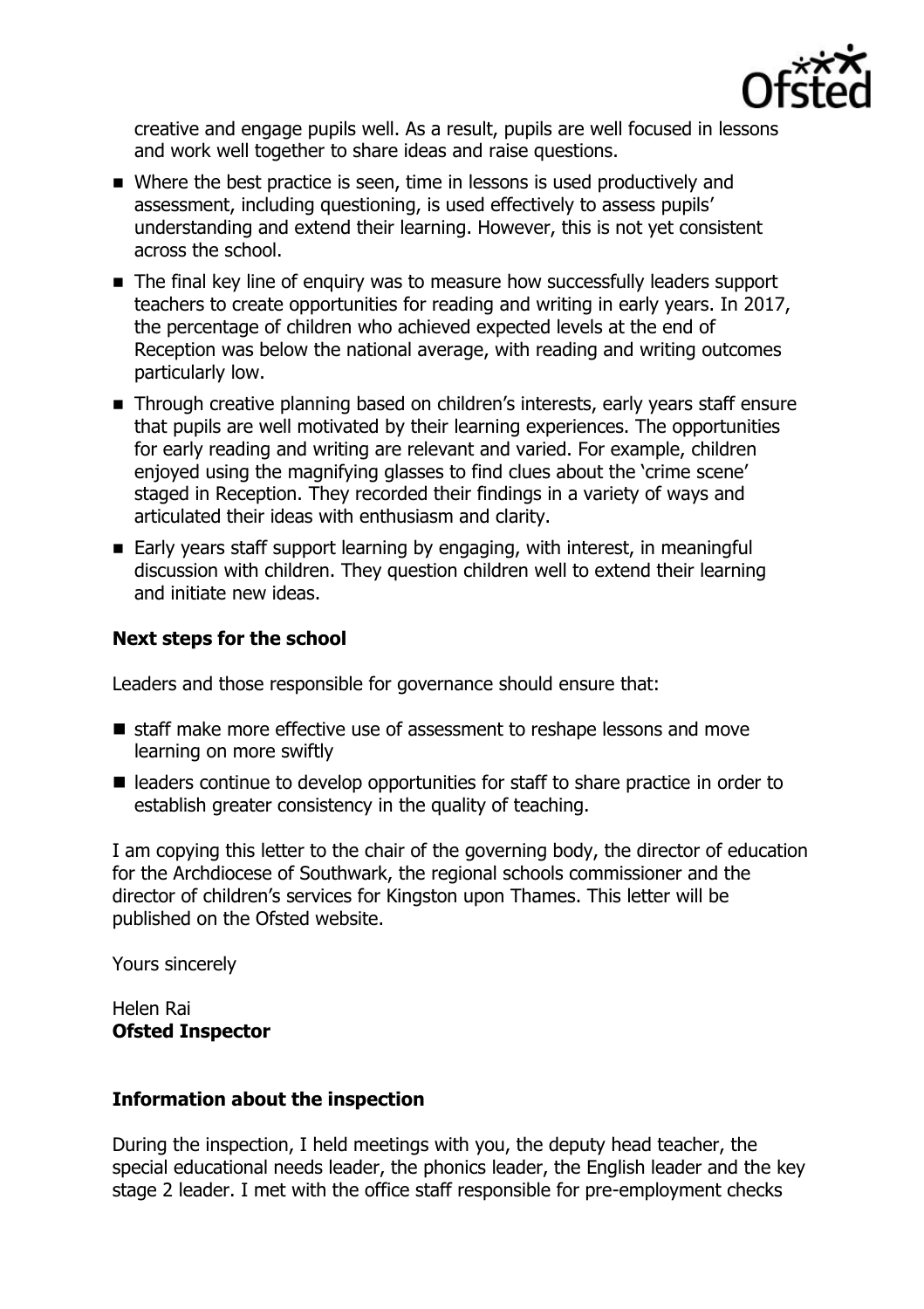creative and engage pupils well. As a result, pupils are well focused in lessons and work well together to share ideas and raise questions.

- Where the best practice is seen, time in lessons is used productively and assessment, including questioning, is used effectively to assess pupils' understanding and extend their learning. However, this is not yet consistent across the school.
- The final key line of enquiry was to measure how successfully leaders support teachers to create opportunities for reading and writing in early years. In 2017, the percentage of children who achieved expected levels at the end of Reception was below the national average, with reading and writing outcomes particularly low.
- Through creative planning based on children's interests, early years staff ensure that pupils are well motivated by their learning experiences. The opportunities for early reading and writing are relevant and varied. For example, children enjoyed using the magnifying glasses to find clues about the 'crime scene' staged in Reception. They recorded their findings in a variety of ways and articulated their ideas with enthusiasm and clarity.
- Early years staff support learning by engaging, with interest, in meaningful discussion with children. They question children well to extend their learning and initiate new ideas.

### Next steps for the school

Leaders and those responsible for governance should ensure that:

- staff make more effective use of assessment to reshape lessons and move learning on more swiftly
- leaders continue to develop opportunities for staff to share practice in order to establish greater consistency in the quality of teaching.

I am copying this letter to the chair of the governing body, the director of education for the Archdiocese of Southwark, the regional schools commissioner and the director of children's services for Kingston upon Thames. This letter will be published on the Ofsted website.

Yours sincerely

Helen Rai
**Ofsted Inspector**

### Information about the inspection

During the inspection, I held meetings with you, the deputy head teacher, the special educational needs leader, the phonics leader, the English leader and the key stage 2 leader. I met with the office staff responsible for pre-employment checks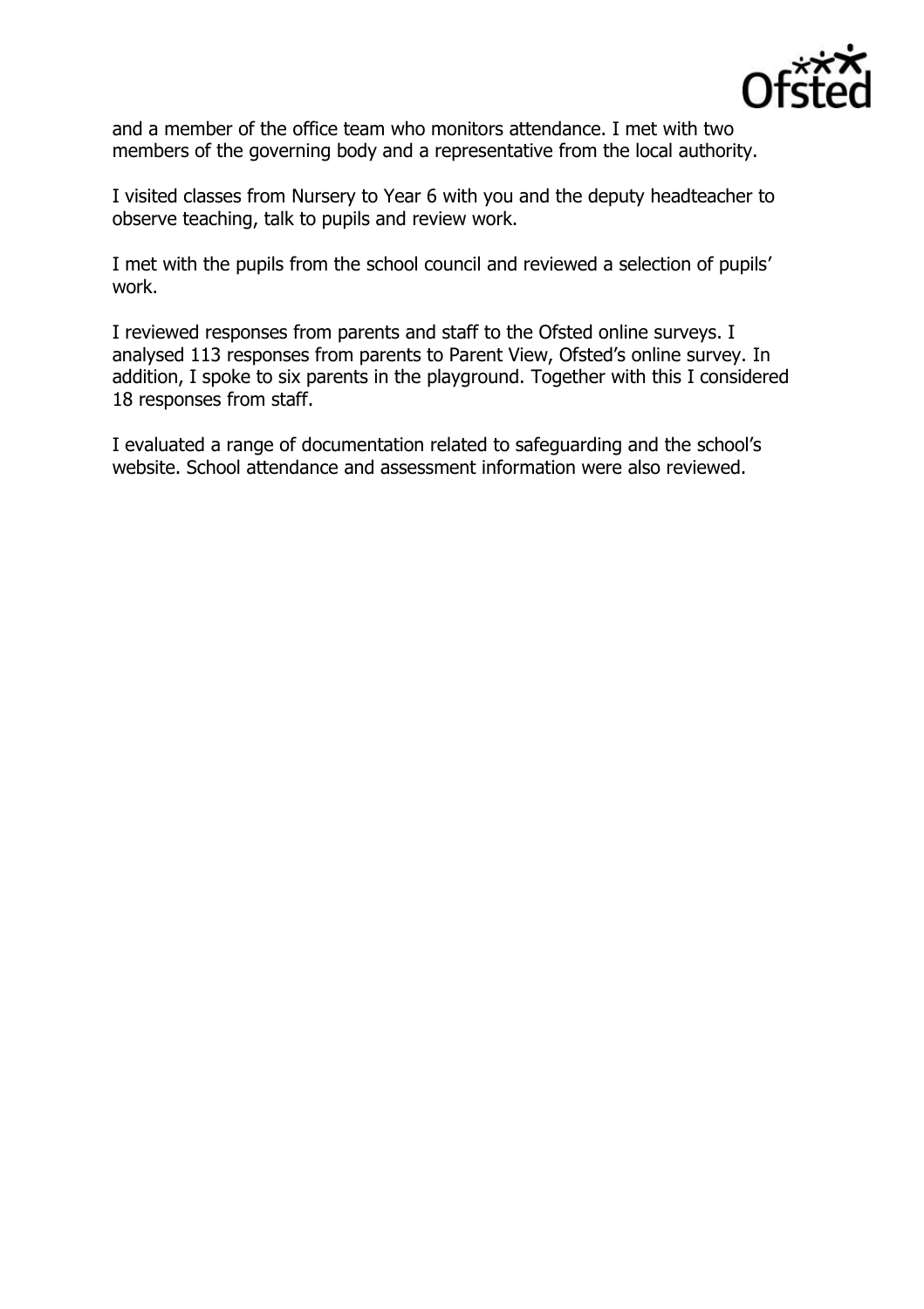and a member of the office team who monitors attendance. I met with two members of the governing body and a representative from the local authority.

I visited classes from Nursery to Year 6 with you and the deputy headteacher to observe teaching, talk to pupils and review work.

I met with the pupils from the school council and reviewed a selection of pupils' work.

I reviewed responses from parents and staff to the Ofsted online surveys. I analysed 113 responses from parents to Parent View, Ofsted's online survey. In addition, I spoke to six parents in the playground. Together with this I considered 18 responses from staff.

I evaluated a range of documentation related to safeguarding and the school's website. School attendance and assessment information were also reviewed.